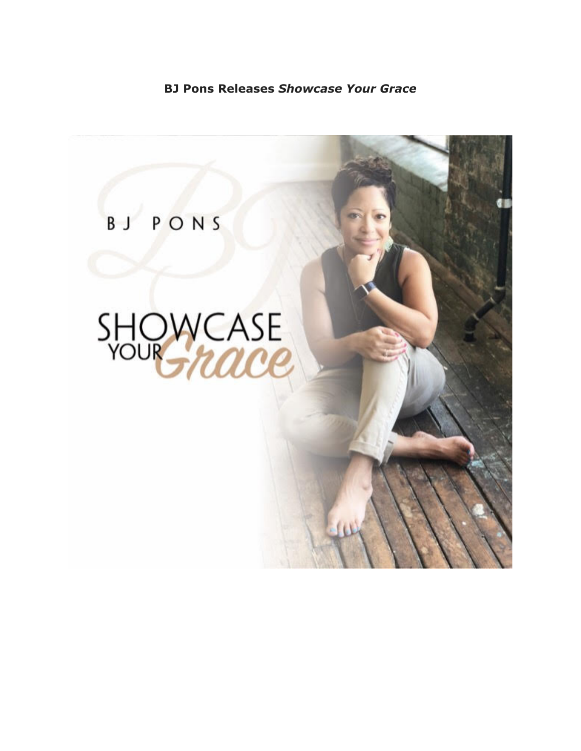**BJ Pons Releases *Showcase Your Grace***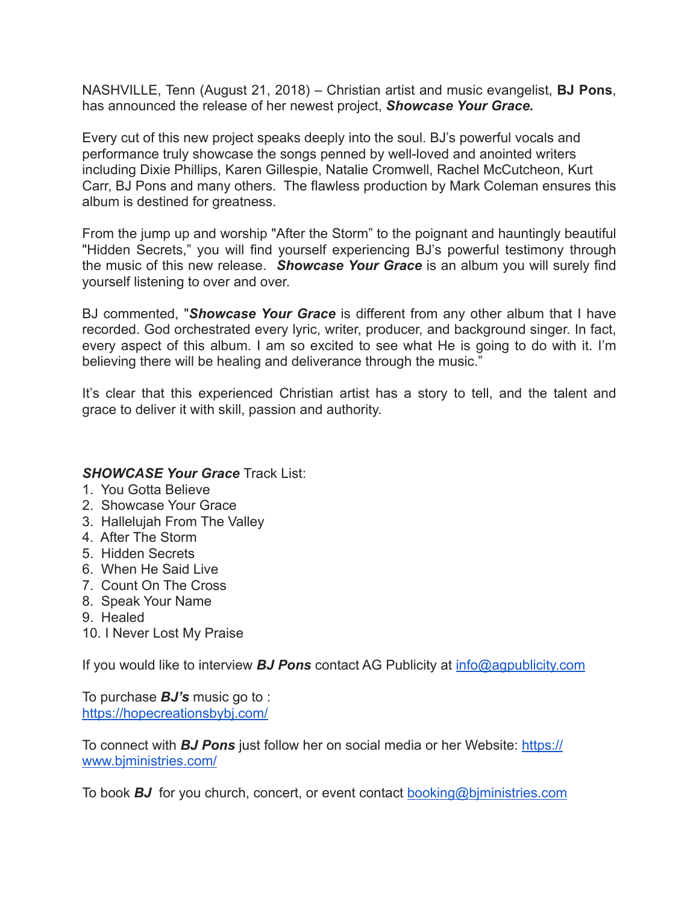NASHVILLE, Tenn (August 21, 2018) – Christian artist and music evangelist, **BJ Pons**, has announced the release of her newest project, ***Showcase Your Grace.***

Every cut of this new project speaks deeply into the soul. BJ's powerful vocals and performance truly showcase the songs penned by well-loved and anointed writers including Dixie Phillips, Karen Gillespie, Natalie Cromwell, Rachel McCutcheon, Kurt Carr, BJ Pons and many others. The flawless production by Mark Coleman ensures this album is destined for greatness.

From the jump up and worship "After the Storm" to the poignant and hauntingly beautiful "Hidden Secrets," you will find yourself experiencing BJ's powerful testimony through the music of this new release. ***Showcase Your Grace*** is an album you will surely find yourself listening to over and over.

BJ commented, "***Showcase Your Grace*** is different from any other album that I have recorded. God orchestrated every lyric, writer, producer, and background singer. In fact, every aspect of this album. I am so excited to see what He is going to do with it. I'm believing there will be healing and deliverance through the music."

It's clear that this experienced Christian artist has a story to tell, and the talent and grace to deliver it with skill, passion and authority.

***SHOWCASE Your Grace*** Track List:

1. You Gotta Believe
2. Showcase Your Grace
3. Hallelujah From The Valley
4. After The Storm
5. Hidden Secrets
6. When He Said Live
7. Count On The Cross
8. Speak Your Name
9. Healed
10. I Never Lost My Praise

If you would like to interview ***BJ Pons*** contact AG Publicity at info@agpublicity.com

To purchase ***BJ's*** music go to : https://hopecreationsbybj.com/

To connect with ***BJ Pons*** just follow her on social media or her Website: https://www.bjministries.com/

To book ***BJ*** for you church, concert, or event contact booking@bjministries.com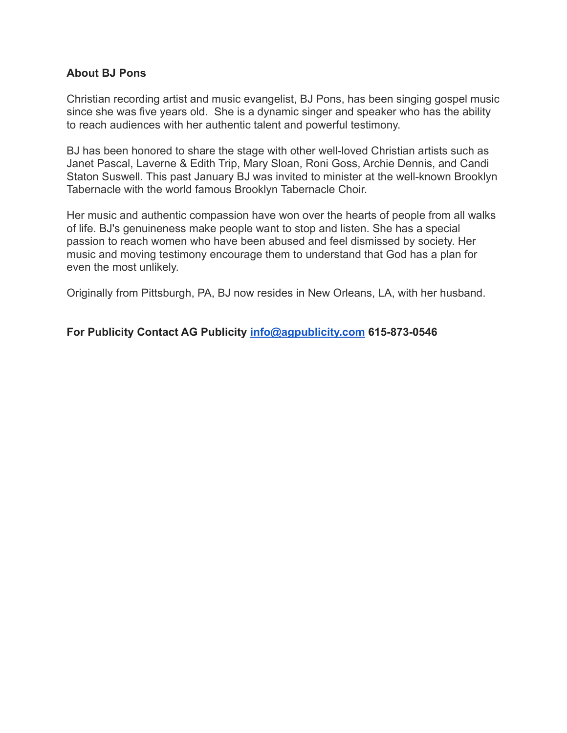**About BJ Pons**

Christian recording artist and music evangelist, BJ Pons, has been singing gospel music since she was five years old. She is a dynamic singer and speaker who has the ability to reach audiences with her authentic talent and powerful testimony.

BJ has been honored to share the stage with other well-loved Christian artists such as Janet Pascal, Laverne & Edith Trip, Mary Sloan, Roni Goss, Archie Dennis, and Candi Staton Suswell. This past January BJ was invited to minister at the well-known Brooklyn Tabernacle with the world famous Brooklyn Tabernacle Choir.

Her music and authentic compassion have won over the hearts of people from all walks of life. BJ's genuineness make people want to stop and listen. She has a special passion to reach women who have been abused and feel dismissed by society. Her music and moving testimony encourage them to understand that God has a plan for even the most unlikely.

Originally from Pittsburgh, PA, BJ now resides in New Orleans, LA, with her husband.

**For Publicity Contact AG Publicity [info@agpublicity.com](mailto:info@agpublicity.com) 615-873-0546**